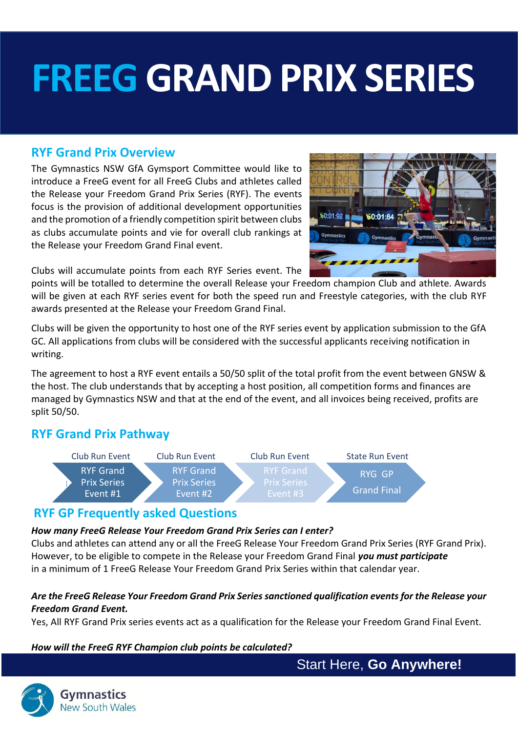# FREEG GRAND PRIX SERIES

## RYF Grand Prix Overview

The Gymnastics NSW GfA Gymsport Committee would like to introduce a FreeG event for all FreeG Clubs and athletes called the Release your Freedom Grand Prix Series (RYF). The events focus is the provision of additional development opportunities and the promotion of a friendly competition spirit between clubs as clubs accumulate points and vie for overall club rankings at the Release your Freedom Grand Final event.

Clubs will accumulate points from each RYF Series event. The points will be totalled to determine the overall Release your Freedom champion Club and athlete. Awards will be given at each RYF series event for both the speed run and Freestyle categories, with the club RYF awards presented at the Release your Freedom Grand Final.

Clubs will be given the opportunity to host one of the RYF series event by application submission to the GfA GC. All applications from clubs will be considered with the successful applicants receiving notification in writing.

The agreement to host a RYF event entails a 50/50 split of the total profit from the event between GNSW & the host. The club understands that by accepting a host position, all competition forms and finances are managed by Gymnastics NSW and that at the end of the event, and all invoices being received, profits are split 50/50.

## RYF Grand Prix Pathway

| Club Run Event | Club Run Event | Club Run Event | State Run Event |
|---|---|---|---|
| RYF Grand Prix Series Event #1 | RYF Grand Prix Series Event #2 | RYF Grand Prix Series Event #3 | RYG GP Grand Final |

## RYF GP Frequently asked Questions

***How many FreeG Release Your Freedom Grand Prix Series can I enter?***

Clubs and athletes can attend any or all the FreeG Release Your Freedom Grand Prix Series (RYF Grand Prix). However, to be eligible to compete in the Release your Freedom Grand Final ***you must participate*** in a minimum of 1 FreeG Release Your Freedom Grand Prix Series within that calendar year.

***Are the FreeG Release Your Freedom Grand Prix Series sanctioned qualification events for the Release your Freedom Grand Event.***

Yes, All RYF Grand Prix series events act as a qualification for the Release your Freedom Grand Final Event.

***How will the FreeG RYF Champion club points be calculated?***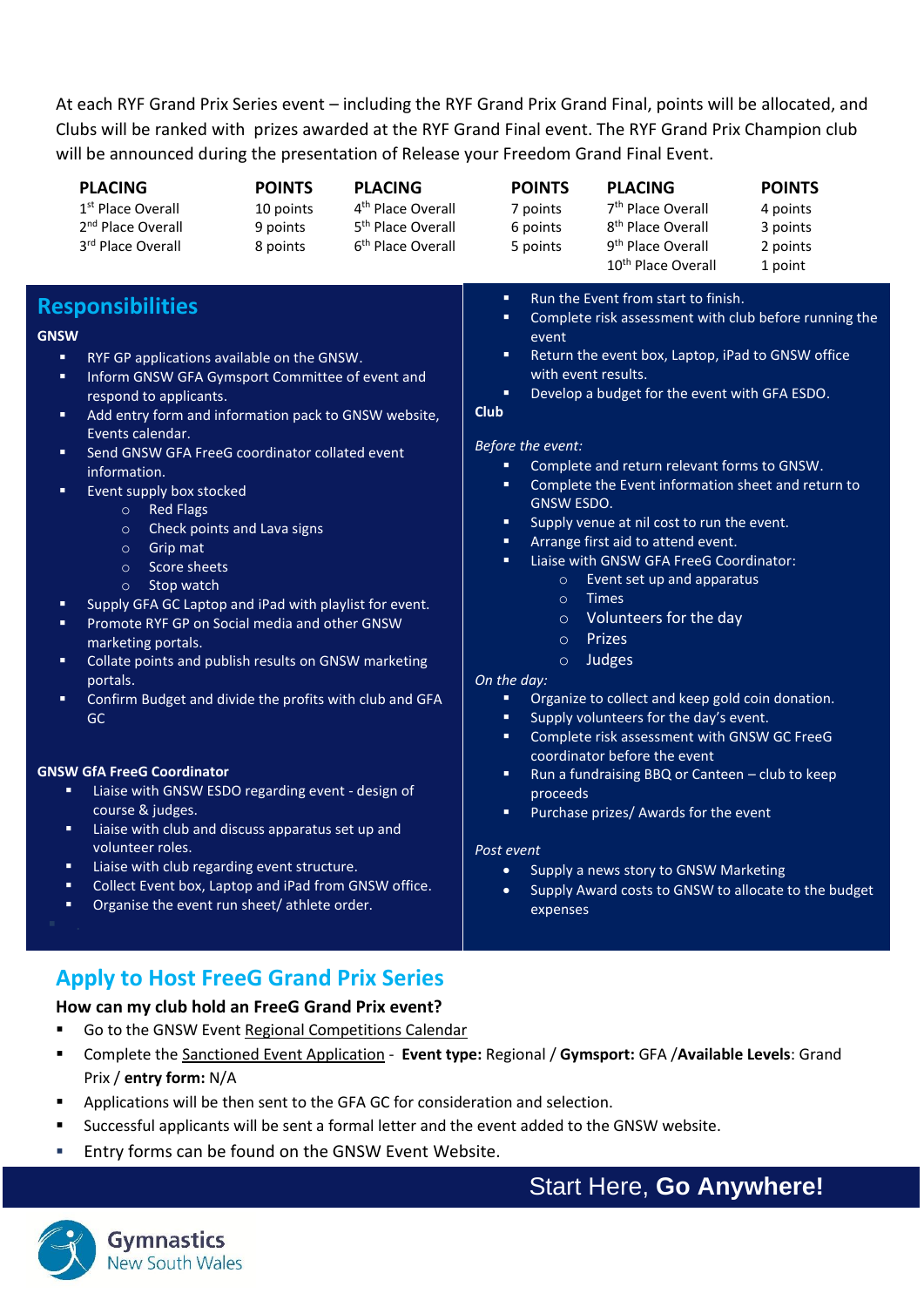At each RYF Grand Prix Series event – including the RYF Grand Prix Grand Final, points will be allocated, and Clubs will be ranked with prizes awarded at the RYF Grand Final event. The RYF Grand Prix Champion club will be announced during the presentation of Release your Freedom Grand Final Event.

| PLACING | POINTS | PLACING | POINTS | PLACING | POINTS |
|---|---|---|---|---|---|
| 1st Place Overall | 10 points | 4th Place Overall | 7 points | 7th Place Overall | 4 points |
| 2nd Place Overall | 9 points | 5th Place Overall | 6 points | 8th Place Overall | 3 points |
| 3rd Place Overall | 8 points | 6th Place Overall | 5 points | 9th Place Overall | 2 points |
| | | | | 10th Place Overall | 1 point |

## Responsibilities

**GNSW**

- RYF GP applications available on the GNSW.
- Inform GNSW GFA Gymsport Committee of event and respond to applicants.
- Add entry form and information pack to GNSW website, Events calendar.
- Send GNSW GFA FreeG coordinator collated event information.
- Event supply box stocked
  - Red Flags
  - Check points and Lava signs
  - Grip mat
  - Score sheets
  - Stop watch
- Supply GFA GC Laptop and iPad with playlist for event.
- Promote RYF GP on Social media and other GNSW marketing portals.
- Collate points and publish results on GNSW marketing portals.
- Confirm Budget and divide the profits with club and GFA GC

**GNSW GfA FreeG Coordinator**

- Liaise with GNSW ESDO regarding event - design of course & judges.
- Liaise with club and discuss apparatus set up and volunteer roles.
- Liaise with club regarding event structure.
- Collect Event box, Laptop and iPad from GNSW office.
- Organise the event run sheet/ athlete order.
- Run the Event from start to finish.
- Complete risk assessment with club before running the event
- Return the event box, Laptop, iPad to GNSW office with event results.
- Develop a budget for the event with GFA ESDO.

**Club**

*Before the event:*

- Complete and return relevant forms to GNSW.
- Complete the Event information sheet and return to GNSW ESDO.
- Supply venue at nil cost to run the event.
- Arrange first aid to attend event.
- Liaise with GNSW GFA FreeG Coordinator:
  - Event set up and apparatus
  - Times
  - Volunteers for the day
  - Prizes
  - Judges

*On the day:*

- Organize to collect and keep gold coin donation.
- Supply volunteers for the day's event.
- Complete risk assessment with GNSW GC FreeG coordinator before the event
- Run a fundraising BBQ or Canteen – club to keep proceeds
- Purchase prizes/ Awards for the event

*Post event*

- Supply a news story to GNSW Marketing
- Supply Award costs to GNSW to allocate to the budget expenses

## Apply to Host FreeG Grand Prix Series

**How can my club hold an FreeG Grand Prix event?**

- Go to the GNSW Event Regional Competitions Calendar
- Complete the Sanctioned Event Application - **Event type:** Regional / **Gymsport:** GFA /**Available Levels**: Grand Prix / **entry form:** N/A
- Applications will be then sent to the GFA GC for consideration and selection.
- Successful applicants will be sent a formal letter and the event added to the GNSW website.
- Entry forms can be found on the GNSW Event Website.

Start Here, **Go Anywhere!**

Gymnastics New South Wales